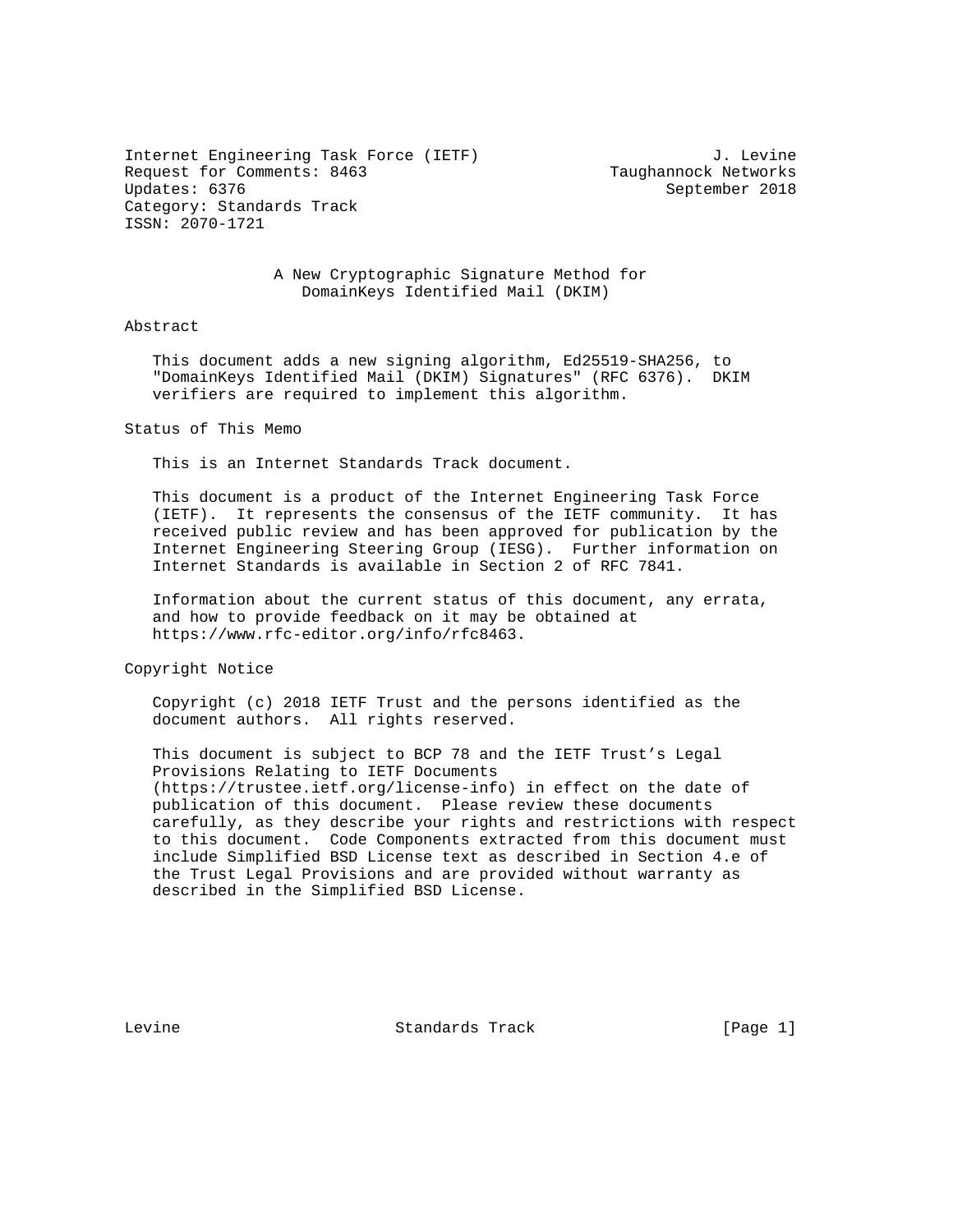Internet Engineering Task Force (IETF) J. Levine
Request for Comments: 8463 Taughannock Networks
Updates: 6376 September 2018
Category: Standards Track
ISSN: 2070-1721

# A New Cryptographic Signature Method for DomainKeys Identified Mail (DKIM)

## Abstract

This document adds a new signing algorithm, Ed25519-SHA256, to "DomainKeys Identified Mail (DKIM) Signatures" (RFC 6376). DKIM verifiers are required to implement this algorithm.

## Status of This Memo

This is an Internet Standards Track document.

This document is a product of the Internet Engineering Task Force (IETF). It represents the consensus of the IETF community. It has received public review and has been approved for publication by the Internet Engineering Steering Group (IESG). Further information on Internet Standards is available in Section 2 of RFC 7841.

Information about the current status of this document, any errata, and how to provide feedback on it may be obtained at https://www.rfc-editor.org/info/rfc8463.

## Copyright Notice

Copyright (c) 2018 IETF Trust and the persons identified as the document authors. All rights reserved.

This document is subject to BCP 78 and the IETF Trust's Legal Provisions Relating to IETF Documents (https://trustee.ietf.org/license-info) in effect on the date of publication of this document. Please review these documents carefully, as they describe your rights and restrictions with respect to this document. Code Components extracted from this document must include Simplified BSD License text as described in Section 4.e of the Trust Legal Provisions and are provided without warranty as described in the Simplified BSD License.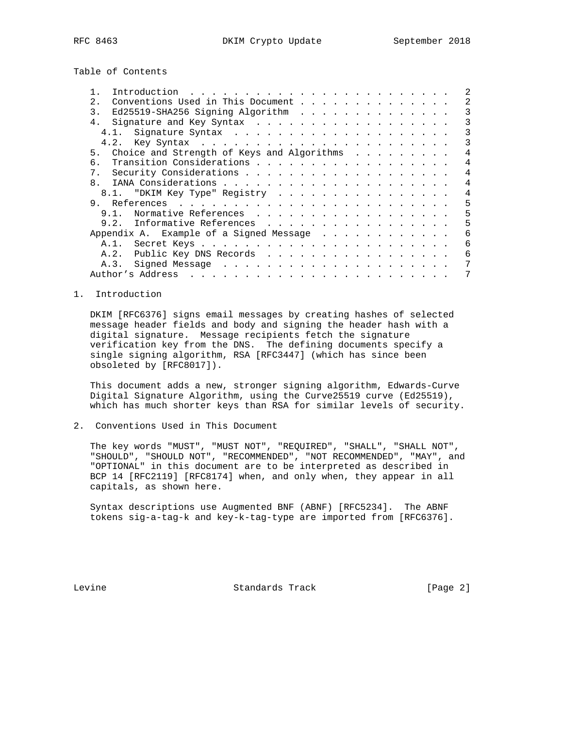Table of Contents

```
   1.  Introduction  . . . . . . . . . . . . . . . . . . . . . . . .   2
   2.  Conventions Used in This Document . . . . . . . . . . . . . .   2
   3.  Ed25519-SHA256 Signing Algorithm  . . . . . . . . . . . . . .   3
   4.  Signature and Key Syntax  . . . . . . . . . . . . . . . . . .   3
     4.1.  Signature Syntax  . . . . . . . . . . . . . . . . . . . .   3
     4.2.  Key Syntax  . . . . . . . . . . . . . . . . . . . . . . .   3
   5.  Choice and Strength of Keys and Algorithms  . . . . . . . . .   4
   6.  Transition Considerations . . . . . . . . . . . . . . . . . .   4
   7.  Security Considerations . . . . . . . . . . . . . . . . . . .   4
   8.  IANA Considerations . . . . . . . . . . . . . . . . . . . . .   4
     8.1.  "DKIM Key Type" Registry  . . . . . . . . . . . . . . . .   4
   9.  References  . . . . . . . . . . . . . . . . . . . . . . . . .   5
     9.1.  Normative References  . . . . . . . . . . . . . . . . . .   5
     9.2.  Informative References  . . . . . . . . . . . . . . . . .   5
   Appendix A.  Example of a Signed Message  . . . . . . . . . . . .   6
     A.1.  Secret Keys . . . . . . . . . . . . . . . . . . . . . . .   6
     A.2.  Public Key DNS Records  . . . . . . . . . . . . . . . . .   6
     A.3.  Signed Message  . . . . . . . . . . . . . . . . . . . . .   7
   Author's Address  . . . . . . . . . . . . . . . . . . . . . . . .   7
```

## 1. Introduction

DKIM [RFC6376] signs email messages by creating hashes of selected message header fields and body and signing the header hash with a digital signature. Message recipients fetch the signature verification key from the DNS. The defining documents specify a single signing algorithm, RSA [RFC3447] (which has since been obsoleted by [RFC8017]).

This document adds a new, stronger signing algorithm, Edwards-Curve Digital Signature Algorithm, using the Curve25519 curve (Ed25519), which has much shorter keys than RSA for similar levels of security.

## 2. Conventions Used in This Document

The key words "MUST", "MUST NOT", "REQUIRED", "SHALL", "SHALL NOT", "SHOULD", "SHOULD NOT", "RECOMMENDED", "NOT RECOMMENDED", "MAY", and "OPTIONAL" in this document are to be interpreted as described in BCP 14 [RFC2119] [RFC8174] when, and only when, they appear in all capitals, as shown here.

Syntax descriptions use Augmented BNF (ABNF) [RFC5234]. The ABNF tokens sig-a-tag-k and key-k-tag-type are imported from [RFC6376].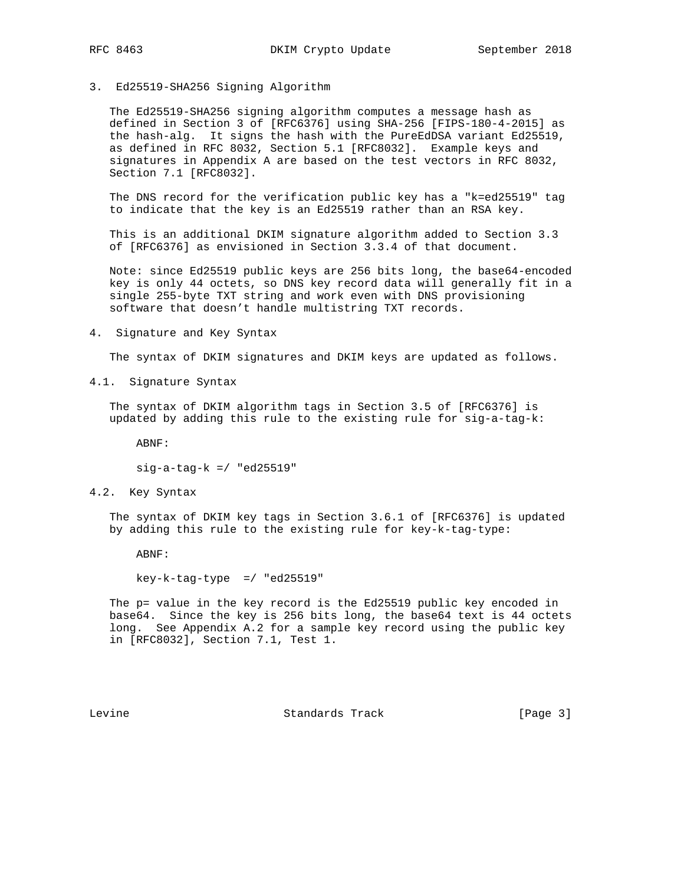## 3. Ed25519-SHA256 Signing Algorithm

The Ed25519-SHA256 signing algorithm computes a message hash as defined in Section 3 of [RFC6376] using SHA-256 [FIPS-180-4-2015] as the hash-alg. It signs the hash with the PureEdDSA variant Ed25519, as defined in RFC 8032, Section 5.1 [RFC8032]. Example keys and signatures in Appendix A are based on the test vectors in RFC 8032, Section 7.1 [RFC8032].

The DNS record for the verification public key has a "k=ed25519" tag to indicate that the key is an Ed25519 rather than an RSA key.

This is an additional DKIM signature algorithm added to Section 3.3 of [RFC6376] as envisioned in Section 3.3.4 of that document.

Note: since Ed25519 public keys are 256 bits long, the base64-encoded key is only 44 octets, so DNS key record data will generally fit in a single 255-byte TXT string and work even with DNS provisioning software that doesn’t handle multistring TXT records.

## 4. Signature and Key Syntax

The syntax of DKIM signatures and DKIM keys are updated as follows.

### 4.1. Signature Syntax

The syntax of DKIM algorithm tags in Section 3.5 of [RFC6376] is updated by adding this rule to the existing rule for sig-a-tag-k:

ABNF:

```
sig-a-tag-k =/ "ed25519"
```

### 4.2. Key Syntax

The syntax of DKIM key tags in Section 3.6.1 of [RFC6376] is updated by adding this rule to the existing rule for key-k-tag-type:

ABNF:

```
key-k-tag-type  =/ "ed25519"
```

The p= value in the key record is the Ed25519 public key encoded in base64. Since the key is 256 bits long, the base64 text is 44 octets long. See Appendix A.2 for a sample key record using the public key in [RFC8032], Section 7.1, Test 1.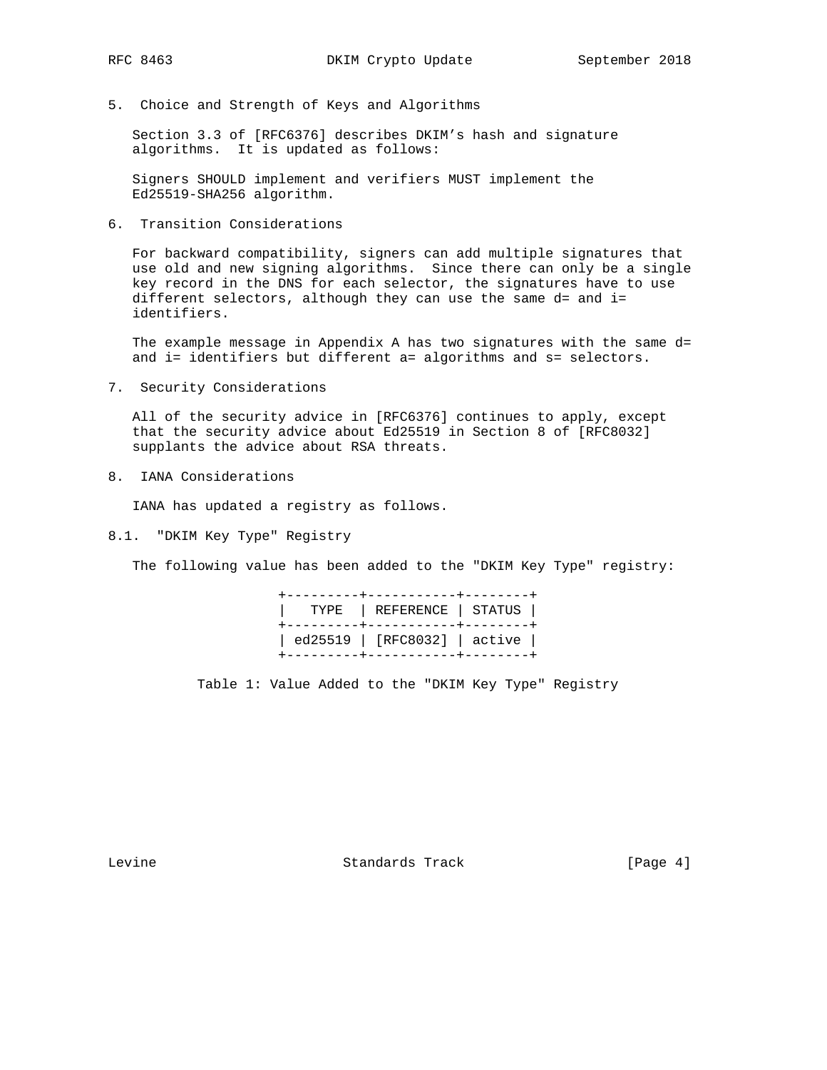## 5. Choice and Strength of Keys and Algorithms

Section 3.3 of [RFC6376] describes DKIM's hash and signature algorithms. It is updated as follows:

Signers SHOULD implement and verifiers MUST implement the Ed25519-SHA256 algorithm.

## 6. Transition Considerations

For backward compatibility, signers can add multiple signatures that use old and new signing algorithms. Since there can only be a single key record in the DNS for each selector, the signatures have to use different selectors, although they can use the same d= and i= identifiers.

The example message in Appendix A has two signatures with the same d= and i= identifiers but different a= algorithms and s= selectors.

## 7. Security Considerations

All of the security advice in [RFC6376] continues to apply, except that the security advice about Ed25519 in Section 8 of [RFC8032] supplants the advice about RSA threats.

## 8. IANA Considerations

IANA has updated a registry as follows.

### 8.1. "DKIM Key Type" Registry

The following value has been added to the "DKIM Key Type" registry:

| TYPE | REFERENCE | STATUS |
|---|---|---|
| ed25519 | [RFC8032] | active |

Table 1: Value Added to the "DKIM Key Type" Registry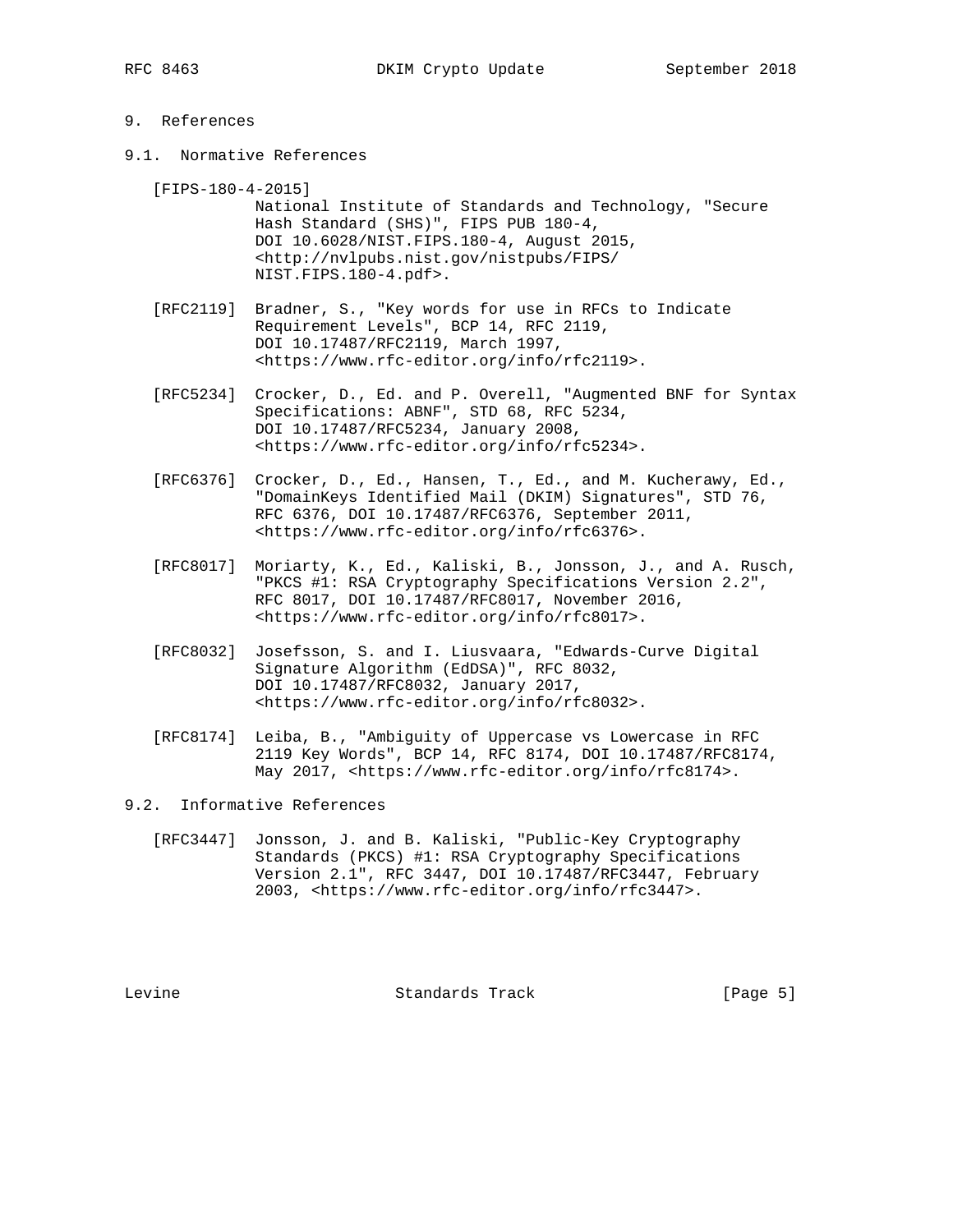## 9. References

### 9.1. Normative References

[FIPS-180-4-2015]
National Institute of Standards and Technology, "Secure Hash Standard (SHS)", FIPS PUB 180-4, DOI 10.6028/NIST.FIPS.180-4, August 2015, <http://nvlpubs.nist.gov/nistpubs/FIPS/NIST.FIPS.180-4.pdf>.

[RFC2119] Bradner, S., "Key words for use in RFCs to Indicate Requirement Levels", BCP 14, RFC 2119, DOI 10.17487/RFC2119, March 1997, <https://www.rfc-editor.org/info/rfc2119>.

[RFC5234] Crocker, D., Ed. and P. Overell, "Augmented BNF for Syntax Specifications: ABNF", STD 68, RFC 5234, DOI 10.17487/RFC5234, January 2008, <https://www.rfc-editor.org/info/rfc5234>.

[RFC6376] Crocker, D., Ed., Hansen, T., Ed., and M. Kucherawy, Ed., "DomainKeys Identified Mail (DKIM) Signatures", STD 76, RFC 6376, DOI 10.17487/RFC6376, September 2011, <https://www.rfc-editor.org/info/rfc6376>.

[RFC8017] Moriarty, K., Ed., Kaliski, B., Jonsson, J., and A. Rusch, "PKCS #1: RSA Cryptography Specifications Version 2.2", RFC 8017, DOI 10.17487/RFC8017, November 2016, <https://www.rfc-editor.org/info/rfc8017>.

[RFC8032] Josefsson, S. and I. Liusvaara, "Edwards-Curve Digital Signature Algorithm (EdDSA)", RFC 8032, DOI 10.17487/RFC8032, January 2017, <https://www.rfc-editor.org/info/rfc8032>.

[RFC8174] Leiba, B., "Ambiguity of Uppercase vs Lowercase in RFC 2119 Key Words", BCP 14, RFC 8174, DOI 10.17487/RFC8174, May 2017, <https://www.rfc-editor.org/info/rfc8174>.

### 9.2. Informative References

[RFC3447] Jonsson, J. and B. Kaliski, "Public-Key Cryptography Standards (PKCS) #1: RSA Cryptography Specifications Version 2.1", RFC 3447, DOI 10.17487/RFC3447, February 2003, <https://www.rfc-editor.org/info/rfc3447>.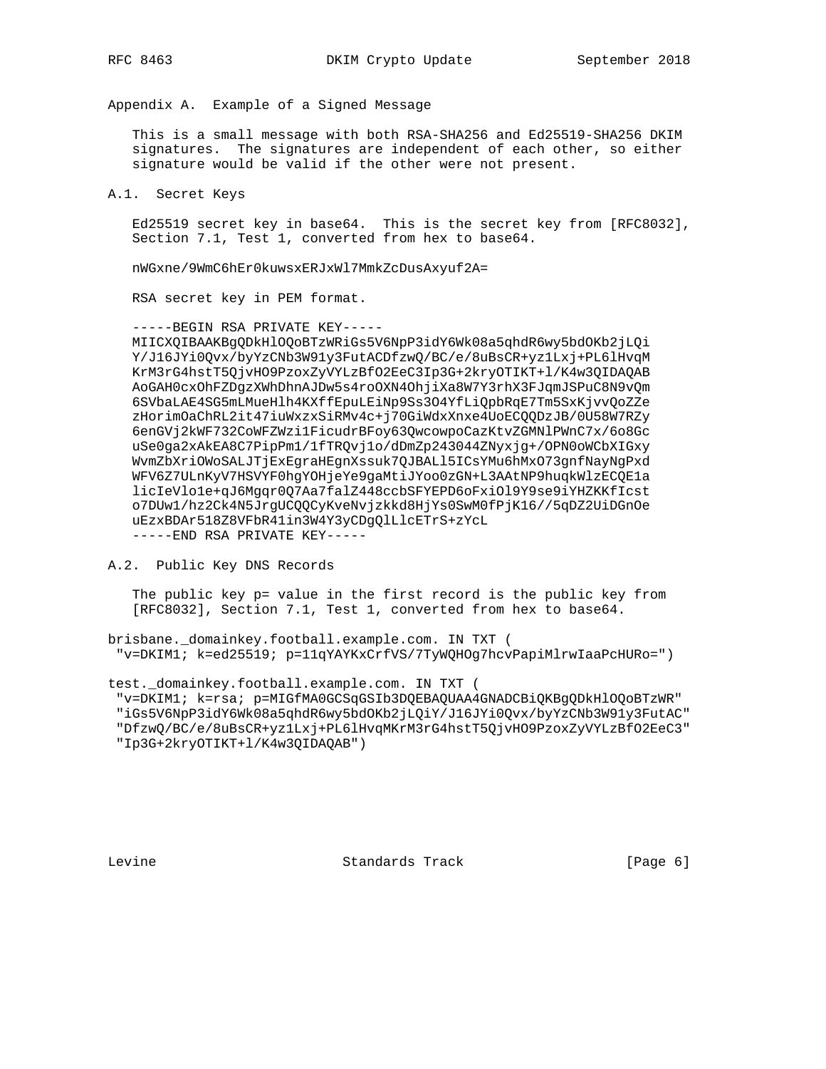## Appendix A. Example of a Signed Message

This is a small message with both RSA-SHA256 and Ed25519-SHA256 DKIM signatures. The signatures are independent of each other, so either signature would be valid if the other were not present.

### A.1. Secret Keys

Ed25519 secret key in base64. This is the secret key from [RFC8032], Section 7.1, Test 1, converted from hex to base64.

```
nWGxne/9WmC6hEr0kuwsxERJxWl7MmkZcDusAxyuf2A=
```

RSA secret key in PEM format.

```
-----BEGIN RSA PRIVATE KEY-----
MIICXQIBAAKBgQDkHlOQoBTzWRiGs5V6NpP3idY6Wk08a5qhdR6wy5bdOKb2jLQi
Y/J16JYi0Qvx/byYzCNb3W91y3FutACDfzwQ/BC/e/8uBsCR+yz1Lxj+PL6lHvqM
KrM3rG4hstT5QjvHO9PzoxZyVYLzBfO2EeC3Ip3G+2kryOTIKT+l/K4w3QIDAQAB
AoGAH0cxOhFZDgzXWhDhnAJDw5s4roOXN4OhjiXa8W7Y3rhX3FJqmJSPuC8N9vQm
6SVbaLAE4SG5mLMueHlh4KXffEpuLEiNp9Ss3O4YfLiQpbRqE7Tm5SxKjvvQoZZe
zHorimOaChRL2it47iuWxzxSiRMv4c+j70GiWdxXnxe4UoECQQDzJB/0U58W7RZy
6enGVj2kWF732CoWFZWzi1FicudrBFoy63QwcowpoCazKtvZGMNlPWnC7x/6o8Gc
uSe0ga2xAkEA8C7PipPm1/1fTRQvj1o/dDmZp243044ZNyxjg+/OPN0oWCbXIGxy
WvmZbXriOWoSALJTjExEgraHEgnXssuk7QJBALl5ICsYMu6hMxO73gnfNayNgPxd
WFV6Z7ULnKyV7HSVYF0hgYOHjeYe9gaMtiJYoo0zGN+L3AAtNP9huqkWlzECQE1a
licIeVlo1e+qJ6Mgqr0Q7Aa7falZ448ccbSFYEPD6oFxiOl9Y9se9iYHZKKfIcst
o7DUw1/hz2Ck4N5JrgUCQQCyKveNvjzkkd8HjYs0SwM0fPjK16//5qDZ2UiDGnOe
uEzxBDAr518Z8VFbR41in3W4Y3yCDgQlLlcETrS+zYcL
-----END RSA PRIVATE KEY-----
```

### A.2. Public Key DNS Records

The public key p= value in the first record is the public key from [RFC8032], Section 7.1, Test 1, converted from hex to base64.

```
brisbane._domainkey.football.example.com. IN TXT (
 "v=DKIM1; k=ed25519; p=11qYAYKxCrfVS/7TyWQHOg7hcvPapiMlrwIaaPcHURo=")

test._domainkey.football.example.com. IN TXT (
 "v=DKIM1; k=rsa; p=MIGfMA0GCSqGSIb3DQEBAQUAA4GNADCBiQKBgQDkHlOQoBTzWR"
 "iGs5V6NpP3idY6Wk08a5qhdR6wy5bdOKb2jLQiY/J16JYi0Qvx/byYzCNb3W91y3FutAC"
 "DfzwQ/BC/e/8uBsCR+yz1Lxj+PL6lHvqMKrM3rG4hstT5QjvHO9PzoxZyVYLzBfO2EeC3"
 "Ip3G+2kryOTIKT+l/K4w3QIDAQAB")
```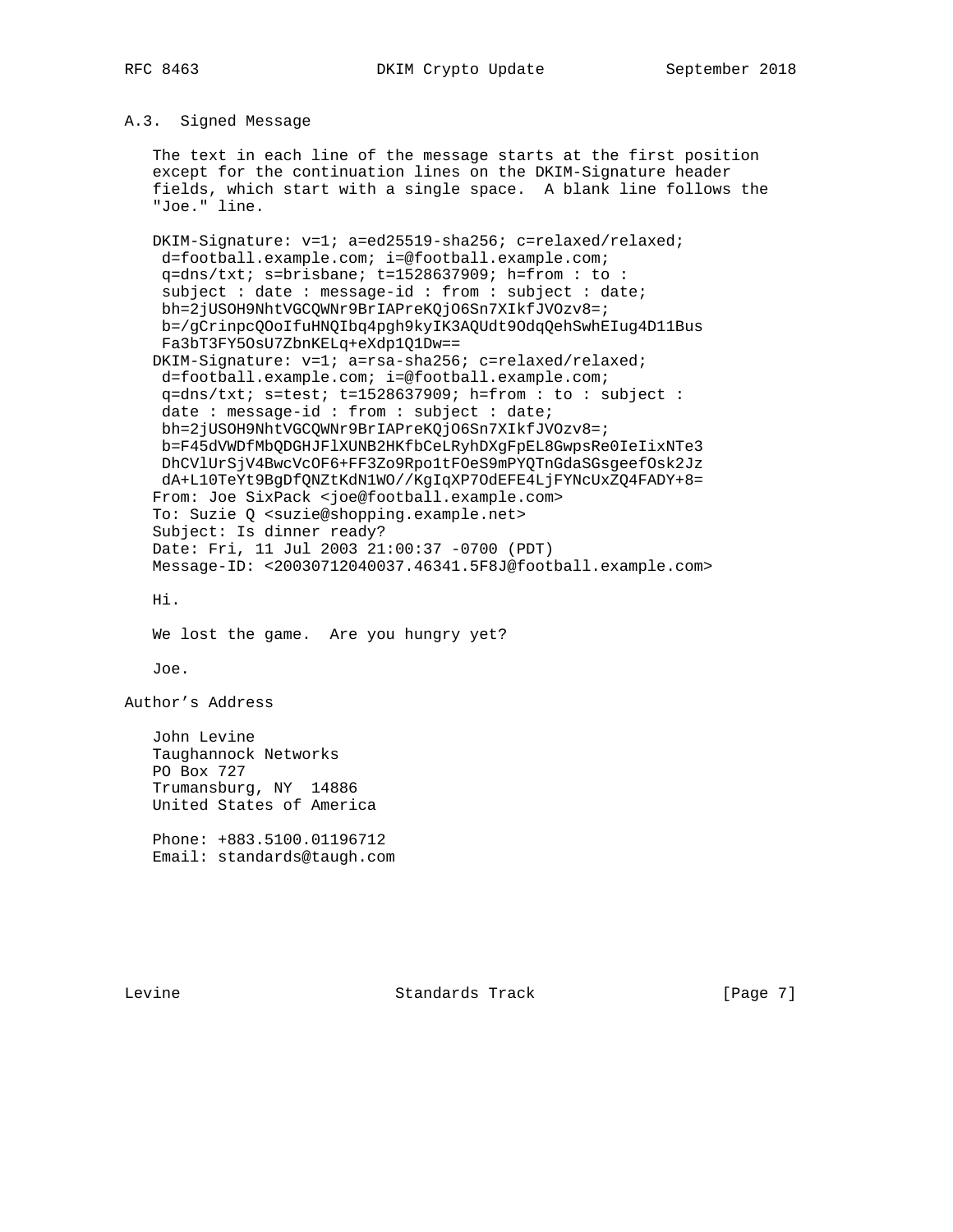### A.3. Signed Message

The text in each line of the message starts at the first position except for the continuation lines on the DKIM-Signature header fields, which start with a single space. A blank line follows the "Joe." line.

```
DKIM-Signature: v=1; a=ed25519-sha256; c=relaxed/relaxed;
 d=football.example.com; i=@football.example.com;
 q=dns/txt; s=brisbane; t=1528637909; h=from : to :
 subject : date : message-id : from : subject : date;
 bh=2jUSOH9NhtVGCQWNr9BrIAPreKQjO6Sn7XIkfJVOzv8=;
 b=/gCrinpcQOoIfuHNQIbq4pgh9kyIK3AQUdt9OdqQehSwhEIug4D11Bus
 Fa3bT3FY5OsU7ZbnKELq+eXdp1Q1Dw==
DKIM-Signature: v=1; a=rsa-sha256; c=relaxed/relaxed;
 d=football.example.com; i=@football.example.com;
 q=dns/txt; s=test; t=1528637909; h=from : to : subject :
 date : message-id : from : subject : date;
 bh=2jUSOH9NhtVGCQWNr9BrIAPreKQjO6Sn7XIkfJVOzv8=;
 b=F45dVWDfMbQDGHJFlXUNB2HKfbCeLRyhDXgFpEL8GwpsRe0IeIixNTe3
 DhCVlUrSjV4BwcVcOF6+FF3Zo9Rpo1tFOeS9mPYQTnGdaSGsgeefOsk2Jz
 dA+L10TeYt9BgDfQNZtKdN1WO//KgIqXP7OdEFE4LjFYNcUxZQ4FADY+8=
From: Joe SixPack <joe@football.example.com>
To: Suzie Q <suzie@shopping.example.net>
Subject: Is dinner ready?
Date: Fri, 11 Jul 2003 21:00:37 -0700 (PDT)
Message-ID: <20030712040037.46341.5F8J@football.example.com>

Hi.

We lost the game.  Are you hungry yet?

Joe.
```

## Author's Address

John Levine
Taughannock Networks
PO Box 727
Trumansburg, NY 14886
United States of America

Phone: +883.5100.01196712
Email: standards@taugh.com